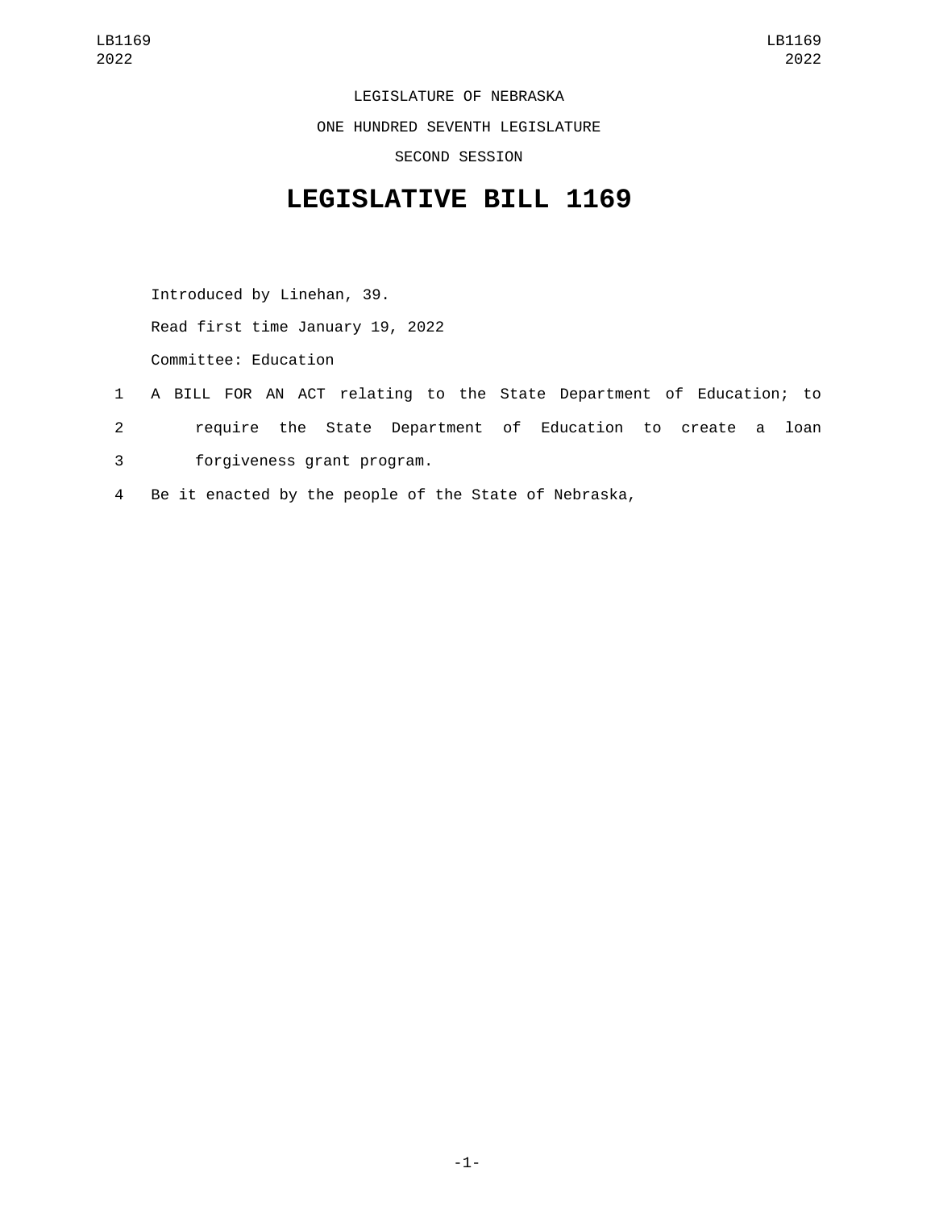LEGISLATURE OF NEBRASKA

ONE HUNDRED SEVENTH LEGISLATURE

SECOND SESSION

# LEGISLATIVE BILL 1169

Introduced by Linehan, 39.

Read first time January 19, 2022

Committee: Education

1 A BILL FOR AN ACT relating to the State Department of Education; to
2 require the State Department of Education to create a loan
3 forgiveness grant program.
4 Be it enacted by the people of the State of Nebraska,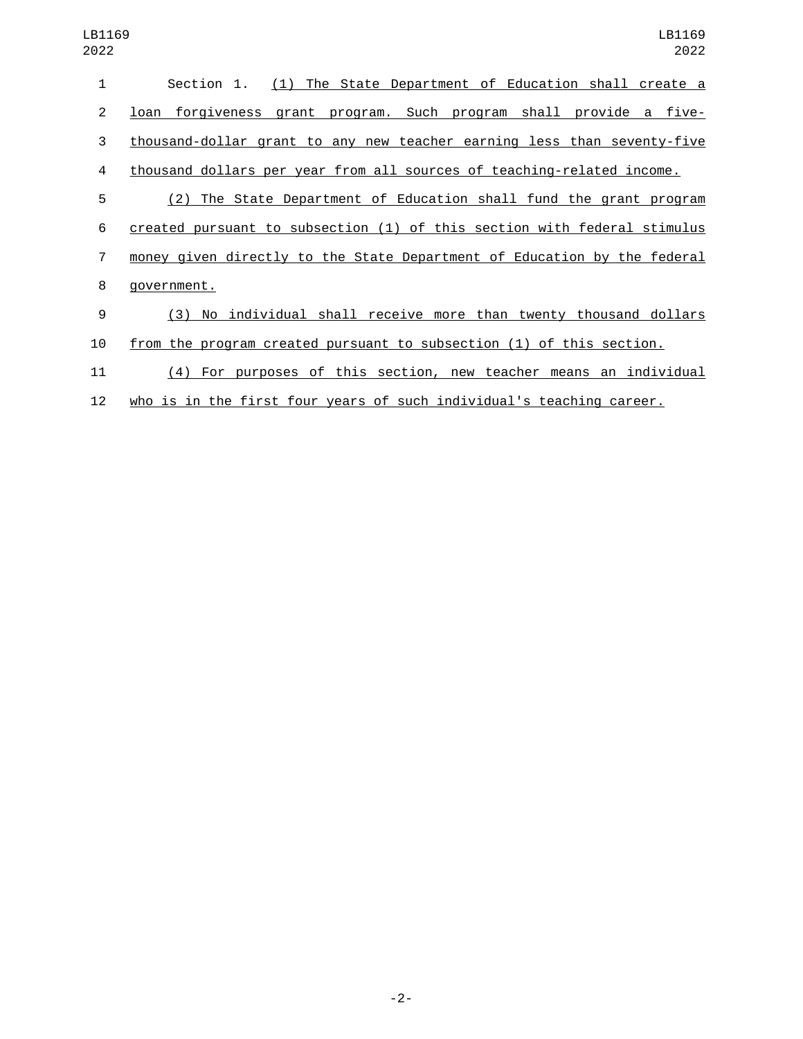Section 1. (1) The State Department of Education shall create a loan forgiveness grant program. Such program shall provide a five-thousand-dollar grant to any new teacher earning less than seventy-five thousand dollars per year from all sources of teaching-related income.

(2) The State Department of Education shall fund the grant program created pursuant to subsection (1) of this section with federal stimulus money given directly to the State Department of Education by the federal government.

(3) No individual shall receive more than twenty thousand dollars from the program created pursuant to subsection (1) of this section.

(4) For purposes of this section, new teacher means an individual who is in the first four years of such individual's teaching career.